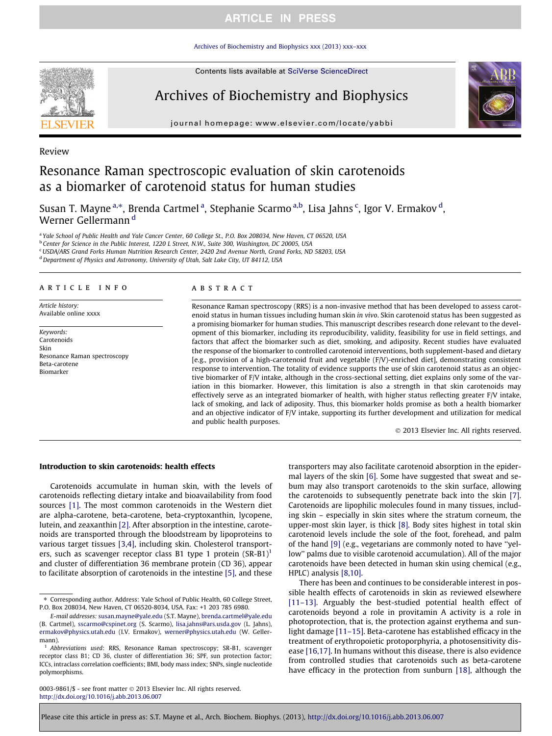Review

# Resonance Raman spectroscopic evaluation of skin carotenoids as a biomarker of carotenoid status for human studies

Susan T. Mayne [a,*], Brenda Cartmel [a], Stephanie Scarmo [a,b], Lisa Jahns [c], Igor V. Ermakov [d], Werner Gellermann [d]

[a] Yale School of Public Health and Yale Cancer Center, 60 College St., P.O. Box 208034, New Haven, CT 06520, USA
[b] Center for Science in the Public Interest, 1220 L Street, N.W., Suite 300, Washington, DC 20005, USA
[c] USDA/ARS Grand Forks Human Nutrition Research Center, 2420 2nd Avenue North, Grand Forks, ND 58203, USA
[d] Department of Physics and Astronomy, University of Utah, Salt Lake City, UT 84112, USA

**ARTICLE INFO**

*Article history:*
Available online xxxx

*Keywords:*
Carotenoids
Skin
Resonance Raman spectroscopy
Beta-carotene
Biomarker

**ABSTRACT**

Resonance Raman spectroscopy (RRS) is a non-invasive method that has been developed to assess carotenoid status in human tissues including human skin *in vivo*. Skin carotenoid status has been suggested as a promising biomarker for human studies. This manuscript describes research done relevant to the development of this biomarker, including its reproducibility, validity, feasibility for use in field settings, and factors that affect the biomarker such as diet, smoking, and adiposity. Recent studies have evaluated the response of the biomarker to controlled carotenoid interventions, both supplement-based and dietary [e.g., provision of a high-carotenoid fruit and vegetable (F/V)-enriched diet], demonstrating consistent response to intervention. The totality of evidence supports the use of skin carotenoid status as an objective biomarker of F/V intake, although in the cross-sectional setting, diet explains only some of the variation in this biomarker. However, this limitation is also a strength in that skin carotenoids may effectively serve as an integrated biomarker of health, with higher status reflecting greater F/V intake, lack of smoking, and lack of adiposity. Thus, this biomarker holds promise as both a health biomarker and an objective indicator of F/V intake, supporting its further development and utilization for medical and public health purposes.

© 2013 Elsevier Inc. All rights reserved.

## Introduction to skin carotenoids: health effects

Carotenoids accumulate in human skin, with the levels of carotenoids reflecting dietary intake and bioavailability from food sources [1]. The most common carotenoids in the Western diet are alpha-carotene, beta-carotene, beta-cryptoxanthin, lycopene, lutein, and zeaxanthin [2]. After absorption in the intestine, carotenoids are transported through the bloodstream by lipoproteins to various target tissues [3,4], including skin. Cholesterol transporters, such as scavenger receptor class B1 type 1 protein (SR-B1)[1] and cluster of differentiation 36 membrane protein (CD 36), appear to facilitate absorption of carotenoids in the intestine [5], and these transporters may also facilitate carotenoid absorption in the epidermal layers of the skin [6]. Some have suggested that sweat and sebum may also transport carotenoids to the skin surface, allowing the carotenoids to subsequently penetrate back into the skin [7]. Carotenoids are lipophilic molecules found in many tissues, including skin – especially in skin sites where the stratum corneum, the upper-most skin layer, is thick [8]. Body sites highest in total skin carotenoid levels include the sole of the foot, forehead, and palm of the hand [9] (e.g., vegetarians are commonly noted to have "yellow" palms due to visible carotenoid accumulation). All of the major carotenoids have been detected in human skin using chemical (e.g., HPLC) analysis [8,10].

There has been and continues to be considerable interest in possible health effects of carotenoids in skin as reviewed elsewhere [11–13]. Arguably the best-studied potential health effect of carotenoids beyond a role in provitamin A activity is a role in photoprotection, that is, the protection against erythema and sunlight damage [11–15]. Beta-carotene has established efficacy in the treatment of erythropoietic protoporphyria, a photosensitivity disease [16,17]. In humans without this disease, there is also evidence from controlled studies that carotenoids such as beta-carotene have efficacy in the protection from sunburn [18], although the

---

* Corresponding author. Address: Yale School of Public Health, 60 College Street, P.O. Box 208034, New Haven, CT 06520-8034, USA. Fax: +1 203 785 6980.
*E-mail addresses:* susan.mayne@yale.edu (S.T. Mayne), brenda.cartmel@yale.edu (B. Cartmel), sscarmo@cspinet.org (S. Scarmo), lisa.jahns@ars.usda.gov (L. Jahns), ermakov@physics.utah.edu (I.V. Ermakov), werner@physics.utah.edu (W. Gellermann).

[1] *Abbreviations used*: RRS, Resonance Raman spectroscopy; SR-B1, scavenger receptor class B1; CD 36, cluster of differentiation 36; SPF, sun protection factor; ICCs, intraclass correlation coefficients; BMI, body mass index; SNPs, single nucleotide polymorphisms.

0003-9861/$ - see front matter © 2013 Elsevier Inc. All rights reserved.
http://dx.doi.org/10.1016/j.abb.2013.06.007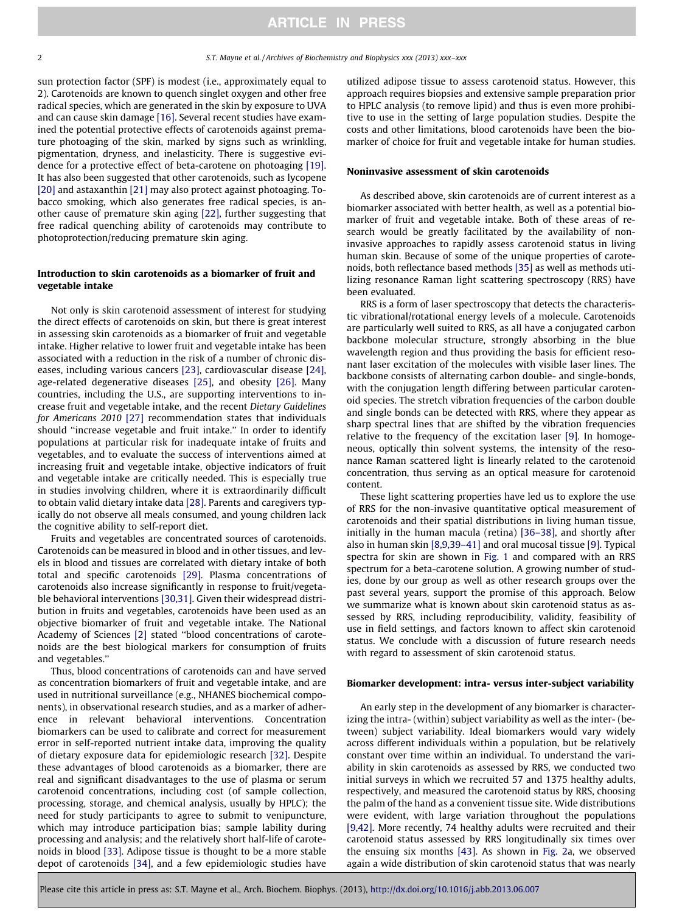sun protection factor (SPF) is modest (i.e., approximately equal to 2). Carotenoids are known to quench singlet oxygen and other free radical species, which are generated in the skin by exposure to UVA and can cause skin damage [16]. Several recent studies have examined the potential protective effects of carotenoids against premature photoaging of the skin, marked by signs such as wrinkling, pigmentation, dryness, and inelasticity. There is suggestive evidence for a protective effect of beta-carotene on photoaging [19]. It has also been suggested that other carotenoids, such as lycopene [20] and astaxanthin [21] may also protect against photoaging. Tobacco smoking, which also generates free radical species, is another cause of premature skin aging [22], further suggesting that free radical quenching ability of carotenoids may contribute to photoprotection/reducing premature skin aging.

## Introduction to skin carotenoids as a biomarker of fruit and vegetable intake

Not only is skin carotenoid assessment of interest for studying the direct effects of carotenoids on skin, but there is great interest in assessing skin carotenoids as a biomarker of fruit and vegetable intake. Higher relative to lower fruit and vegetable intake has been associated with a reduction in the risk of a number of chronic diseases, including various cancers [23], cardiovascular disease [24], age-related degenerative diseases [25], and obesity [26]. Many countries, including the U.S., are supporting interventions to increase fruit and vegetable intake, and the recent *Dietary Guidelines for Americans 2010* [27] recommendation states that individuals should "increase vegetable and fruit intake." In order to identify populations at particular risk for inadequate intake of fruits and vegetables, and to evaluate the success of interventions aimed at increasing fruit and vegetable intake, objective indicators of fruit and vegetable intake are critically needed. This is especially true in studies involving children, where it is extraordinarily difficult to obtain valid dietary intake data [28]. Parents and caregivers typically do not observe all meals consumed, and young children lack the cognitive ability to self-report diet.

Fruits and vegetables are concentrated sources of carotenoids. Carotenoids can be measured in blood and in other tissues, and levels in blood and tissues are correlated with dietary intake of both total and specific carotenoids [29]. Plasma concentrations of carotenoids also increase significantly in response to fruit/vegetable behavioral interventions [30,31]. Given their widespread distribution in fruits and vegetables, carotenoids have been used as an objective biomarker of fruit and vegetable intake. The National Academy of Sciences [2] stated "blood concentrations of carotenoids are the best biological markers for consumption of fruits and vegetables."

Thus, blood concentrations of carotenoids can and have served as concentration biomarkers of fruit and vegetable intake, and are used in nutritional surveillance (e.g., NHANES biochemical components), in observational research studies, and as a marker of adherence in relevant behavioral interventions. Concentration biomarkers can be used to calibrate and correct for measurement error in self-reported nutrient intake data, improving the quality of dietary exposure data for epidemiologic research [32]. Despite these advantages of blood carotenoids as a biomarker, there are real and significant disadvantages to the use of plasma or serum carotenoid concentrations, including cost (of sample collection, processing, storage, and chemical analysis, usually by HPLC); the need for study participants to agree to submit to venipuncture, which may introduce participation bias; sample lability during processing and analysis; and the relatively short half-life of carotenoids in blood [33]. Adipose tissue is thought to be a more stable depot of carotenoids [34], and a few epidemiologic studies have utilized adipose tissue to assess carotenoid status. However, this approach requires biopsies and extensive sample preparation prior to HPLC analysis (to remove lipid) and thus is even more prohibitive to use in the setting of large population studies. Despite the costs and other limitations, blood carotenoids have been the biomarker of choice for fruit and vegetable intake for human studies.

## Noninvasive assessment of skin carotenoids

As described above, skin carotenoids are of current interest as a biomarker associated with better health, as well as a potential biomarker of fruit and vegetable intake. Both of these areas of research would be greatly facilitated by the availability of non-invasive approaches to rapidly assess carotenoid status in living human skin. Because of some of the unique properties of carotenoids, both reflectance based methods [35] as well as methods utilizing resonance Raman light scattering spectroscopy (RRS) have been evaluated.

RRS is a form of laser spectroscopy that detects the characteristic vibrational/rotational energy levels of a molecule. Carotenoids are particularly well suited to RRS, as all have a conjugated carbon backbone molecular structure, strongly absorbing in the blue wavelength region and thus providing the basis for efficient resonant laser excitation of the molecules with visible laser lines. The backbone consists of alternating carbon double- and single-bonds, with the conjugation length differing between particular carotenoid species. The stretch vibration frequencies of the carbon double and single bonds can be detected with RRS, where they appear as sharp spectral lines that are shifted by the vibration frequencies relative to the frequency of the excitation laser [9]. In homogeneous, optically thin solvent systems, the intensity of the resonance Raman scattered light is linearly related to the carotenoid concentration, thus serving as an optical measure for carotenoid content.

These light scattering properties have led us to explore the use of RRS for the non-invasive quantitative optical measurement of carotenoids and their spatial distributions in living human tissue, initially in the human macula (retina) [36–38], and shortly after also in human skin [8,9,39–41] and oral mucosal tissue [9]. Typical spectra for skin are shown in Fig. 1 and compared with an RRS spectrum for a beta-carotene solution. A growing number of studies, done by our group as well as other research groups over the past several years, support the promise of this approach. Below we summarize what is known about skin carotenoid status as assessed by RRS, including reproducibility, validity, feasibility of use in field settings, and factors known to affect skin carotenoid status. We conclude with a discussion of future research needs with regard to assessment of skin carotenoid status.

## Biomarker development: intra- versus inter-subject variability

An early step in the development of any biomarker is characterizing the intra- (within) subject variability as well as the inter- (between) subject variability. Ideal biomarkers would vary widely across different individuals within a population, but be relatively constant over time within an individual. To understand the variability in skin carotenoids as assessed by RRS, we conducted two initial surveys in which we recruited 57 and 1375 healthy adults, respectively, and measured the carotenoid status by RRS, choosing the palm of the hand as a convenient tissue site. Wide distributions were evident, with large variation throughout the populations [9,42]. More recently, 74 healthy adults were recruited and their carotenoid status assessed by RRS longitudinally six times over the ensuing six months [43]. As shown in Fig. 2a, we observed again a wide distribution of skin carotenoid status that was nearly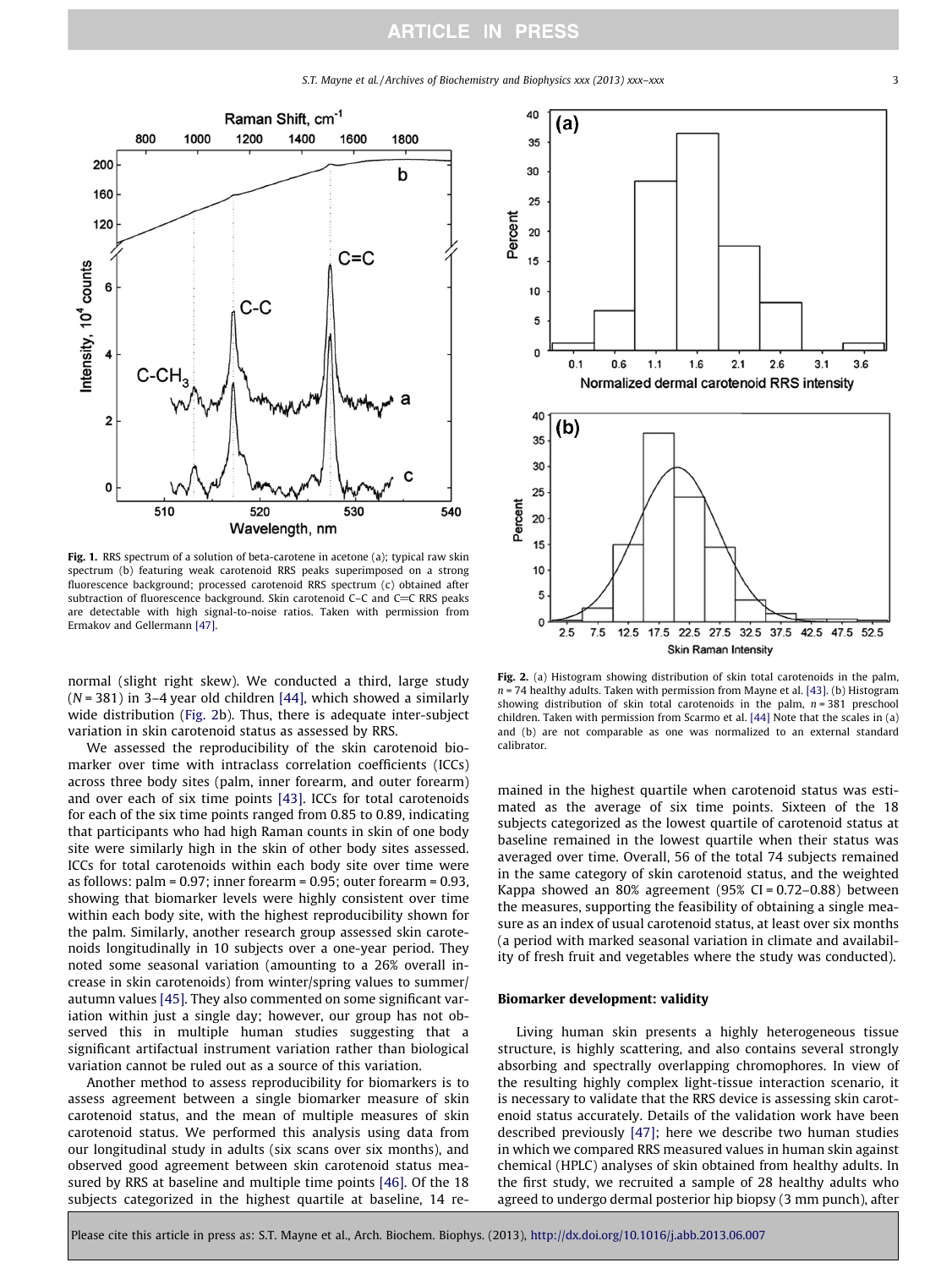Fig. 1. RRS spectrum of a solution of beta-carotene in acetone (a); typical raw skin spectrum (b) featuring weak carotenoid RRS peaks superimposed on a strong fluorescence background; processed carotenoid RRS spectrum (c) obtained after subtraction of fluorescence background. Skin carotenoid C–C and C=C RRS peaks are detectable with high signal-to-noise ratios. Taken with permission from Ermakov and Gellermann [47].

Fig. 2. (a) Histogram showing distribution of skin total carotenoids in the palm, n = 74 healthy adults. Taken with permission from Mayne et al. [43]. (b) Histogram showing distribution of skin total carotenoids in the palm, n = 381 preschool children. Taken with permission from Scarmo et al. [44] Note that the scales in (a) and (b) are not comparable as one was normalized to an external standard calibrator.

normal (slight right skew). We conducted a third, large study (N = 381) in 3–4 year old children [44], which showed a similarly wide distribution (Fig. 2b). Thus, there is adequate inter-subject variation in skin carotenoid status as assessed by RRS.

We assessed the reproducibility of the skin carotenoid biomarker over time with intraclass correlation coefficients (ICCs) across three body sites (palm, inner forearm, and outer forearm) and over each of six time points [43]. ICCs for total carotenoids for each of the six time points ranged from 0.85 to 0.89, indicating that participants who had high Raman counts in skin of one body site were similarly high in the skin of other body sites assessed. ICCs for total carotenoids within each body site over time were as follows: palm = 0.97; inner forearm = 0.95; outer forearm = 0.93, showing that biomarker levels were highly consistent over time within each body site, with the highest reproducibility shown for the palm. Similarly, another research group assessed skin carotenoids longitudinally in 10 subjects over a one-year period. They noted some seasonal variation (amounting to a 26% overall increase in skin carotenoids) from winter/spring values to summer/autumn values [45]. They also commented on some significant variation within just a single day; however, our group has not observed this in multiple human studies suggesting that a significant artifactual instrument variation rather than biological variation cannot be ruled out as a source of this variation.

Another method to assess reproducibility for biomarkers is to assess agreement between a single biomarker measure of skin carotenoid status, and the mean of multiple measures of skin carotenoid status. We performed this analysis using data from our longitudinal study in adults (six scans over six months), and observed good agreement between skin carotenoid status measured by RRS at baseline and multiple time points [46]. Of the 18 subjects categorized in the highest quartile at baseline, 14 remained in the highest quartile when carotenoid status was estimated as the average of six time points. Sixteen of the 18 subjects categorized as the lowest quartile of carotenoid status at baseline remained in the lowest quartile when their status was averaged over time. Overall, 56 of the total 74 subjects remained in the same category of skin carotenoid status, and the weighted Kappa showed an 80% agreement (95% CI = 0.72–0.88) between the measures, supporting the feasibility of obtaining a single measure as an index of usual carotenoid status, at least over six months (a period with marked seasonal variation in climate and availability of fresh fruit and vegetables where the study was conducted).

## Biomarker development: validity

Living human skin presents a highly heterogeneous tissue structure, is highly scattering, and also contains several strongly absorbing and spectrally overlapping chromophores. In view of the resulting highly complex light-tissue interaction scenario, it is necessary to validate that the RRS device is assessing skin carotenoid status accurately. Details of the validation work have been described previously [47]; here we describe two human studies in which we compared RRS measured values in human skin against chemical (HPLC) analyses of skin obtained from healthy adults. In the first study, we recruited a sample of 28 healthy adults who agreed to undergo dermal posterior hip biopsy (3 mm punch), after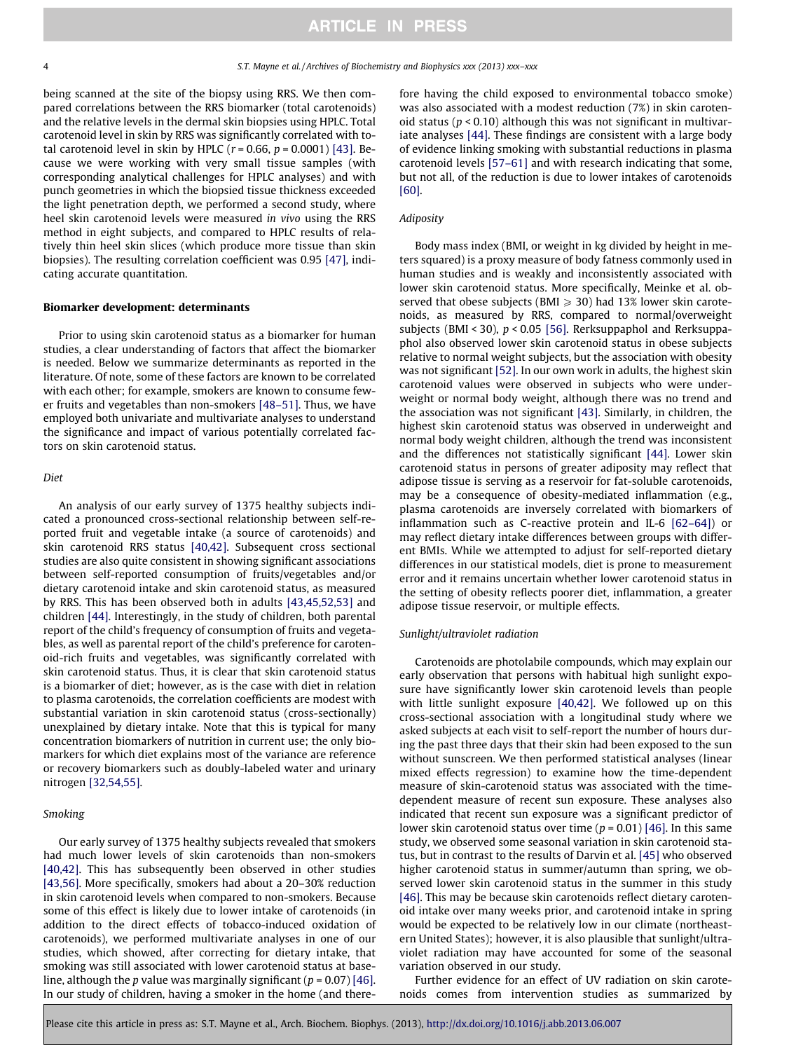being scanned at the site of the biopsy using RRS. We then compared correlations between the RRS biomarker (total carotenoids) and the relative levels in the dermal skin biopsies using HPLC. Total carotenoid level in skin by RRS was significantly correlated with total carotenoid level in skin by HPLC ($r = 0.66$, $p = 0.0001$) [43]. Because we were working with very small tissue samples (with corresponding analytical challenges for HPLC analyses) and with punch geometries in which the biopsied tissue thickness exceeded the light penetration depth, we performed a second study, where heel skin carotenoid levels were measured *in vivo* using the RRS method in eight subjects, and compared to HPLC results of relatively thin heel skin slices (which produce more tissue than skin biopsies). The resulting correlation coefficient was 0.95 [47], indicating accurate quantitation.

## Biomarker development: determinants

Prior to using skin carotenoid status as a biomarker for human studies, a clear understanding of factors that affect the biomarker is needed. Below we summarize determinants as reported in the literature. Of note, some of these factors are known to be correlated with each other; for example, smokers are known to consume fewer fruits and vegetables than non-smokers [48–51]. Thus, we have employed both univariate and multivariate analyses to understand the significance and impact of various potentially correlated factors on skin carotenoid status.

### *Diet*

An analysis of our early survey of 1375 healthy subjects indicated a pronounced cross-sectional relationship between self-reported fruit and vegetable intake (a source of carotenoids) and skin carotenoid RRS status [40,42]. Subsequent cross sectional studies are also quite consistent in showing significant associations between self-reported consumption of fruits/vegetables and/or dietary carotenoid intake and skin carotenoid status, as measured by RRS. This has been observed both in adults [43,45,52,53] and children [44]. Interestingly, in the study of children, both parental report of the child's frequency of consumption of fruits and vegetables, as well as parental report of the child's preference for carotenoid-rich fruits and vegetables, was significantly correlated with skin carotenoid status. Thus, it is clear that skin carotenoid status is a biomarker of diet; however, as is the case with diet in relation to plasma carotenoids, the correlation coefficients are modest with substantial variation in skin carotenoid status (cross-sectionally) unexplained by dietary intake. Note that this is typical for many concentration biomarkers of nutrition in current use; the only biomarkers for which diet explains most of the variance are reference or recovery biomarkers such as doubly-labeled water and urinary nitrogen [32,54,55].

### *Smoking*

Our early survey of 1375 healthy subjects revealed that smokers had much lower levels of skin carotenoids than non-smokers [40,42]. This has subsequently been observed in other studies [43,56]. More specifically, smokers had about a 20–30% reduction in skin carotenoid levels when compared to non-smokers. Because some of this effect is likely due to lower intake of carotenoids (in addition to the direct effects of tobacco-induced oxidation of carotenoids), we performed multivariate analyses in one of our studies, which showed, after correcting for dietary intake, that smoking was still associated with lower carotenoid status at baseline, although the $p$ value was marginally significant ($p = 0.07$) [46]. In our study of children, having a smoker in the home (and therefore having the child exposed to environmental tobacco smoke) was also associated with a modest reduction (7%) in skin carotenoid status ($p < 0.10$) although this was not significant in multivariate analyses [44]. These findings are consistent with a large body of evidence linking smoking with substantial reductions in plasma carotenoid levels [57–61] and with research indicating that some, but not all, of the reduction is due to lower intakes of carotenoids [60].

### *Adiposity*

Body mass index (BMI, or weight in kg divided by height in meters squared) is a proxy measure of body fatness commonly used in human studies and is weakly and inconsistently associated with lower skin carotenoid status. More specifically, Meinke et al. observed that obese subjects (BMI $\geqslant 30$) had 13% lower skin carotenoids, as measured by RRS, compared to normal/overweight subjects (BMI < 30), $p < 0.05$ [56]. Rerksuppaphol and Rerksuppaphol also observed lower skin carotenoid status in obese subjects relative to normal weight subjects, but the association with obesity was not significant [52]. In our own work in adults, the highest skin carotenoid values were observed in subjects who were underweight or normal body weight, although there was no trend and the association was not significant [43]. Similarly, in children, the highest skin carotenoid status was observed in underweight and normal body weight children, although the trend was inconsistent and the differences not statistically significant [44]. Lower skin carotenoid status in persons of greater adiposity may reflect that adipose tissue is serving as a reservoir for fat-soluble carotenoids, may be a consequence of obesity-mediated inflammation (e.g., plasma carotenoids are inversely correlated with biomarkers of inflammation such as C-reactive protein and IL-6 [62–64]) or may reflect dietary intake differences between groups with different BMIs. While we attempted to adjust for self-reported dietary differences in our statistical models, diet is prone to measurement error and it remains uncertain whether lower carotenoid status in the setting of obesity reflects poorer diet, inflammation, a greater adipose tissue reservoir, or multiple effects.

### *Sunlight/ultraviolet radiation*

Carotenoids are photolabile compounds, which may explain our early observation that persons with habitual high sunlight exposure have significantly lower skin carotenoid levels than people with little sunlight exposure [40,42]. We followed up on this cross-sectional association with a longitudinal study where we asked subjects at each visit to self-report the number of hours during the past three days that their skin had been exposed to the sun without sunscreen. We then performed statistical analyses (linear mixed effects regression) to examine how the time-dependent measure of skin-carotenoid status was associated with the time-dependent measure of recent sun exposure. These analyses also indicated that recent sun exposure was a significant predictor of lower skin carotenoid status over time ($p = 0.01$) [46]. In this same study, we observed some seasonal variation in skin carotenoid status, but in contrast to the results of Darvin et al. [45] who observed higher carotenoid status in summer/autumn than spring, we observed lower skin carotenoid status in the summer in this study [46]. This may be because skin carotenoids reflect dietary carotenoid intake over many weeks prior, and carotenoid intake in spring would be expected to be relatively low in our climate (northeastern United States); however, it is also plausible that sunlight/ultraviolet radiation may have accounted for some of the seasonal variation observed in our study.

Further evidence for an effect of UV radiation on skin carotenoids comes from intervention studies as summarized by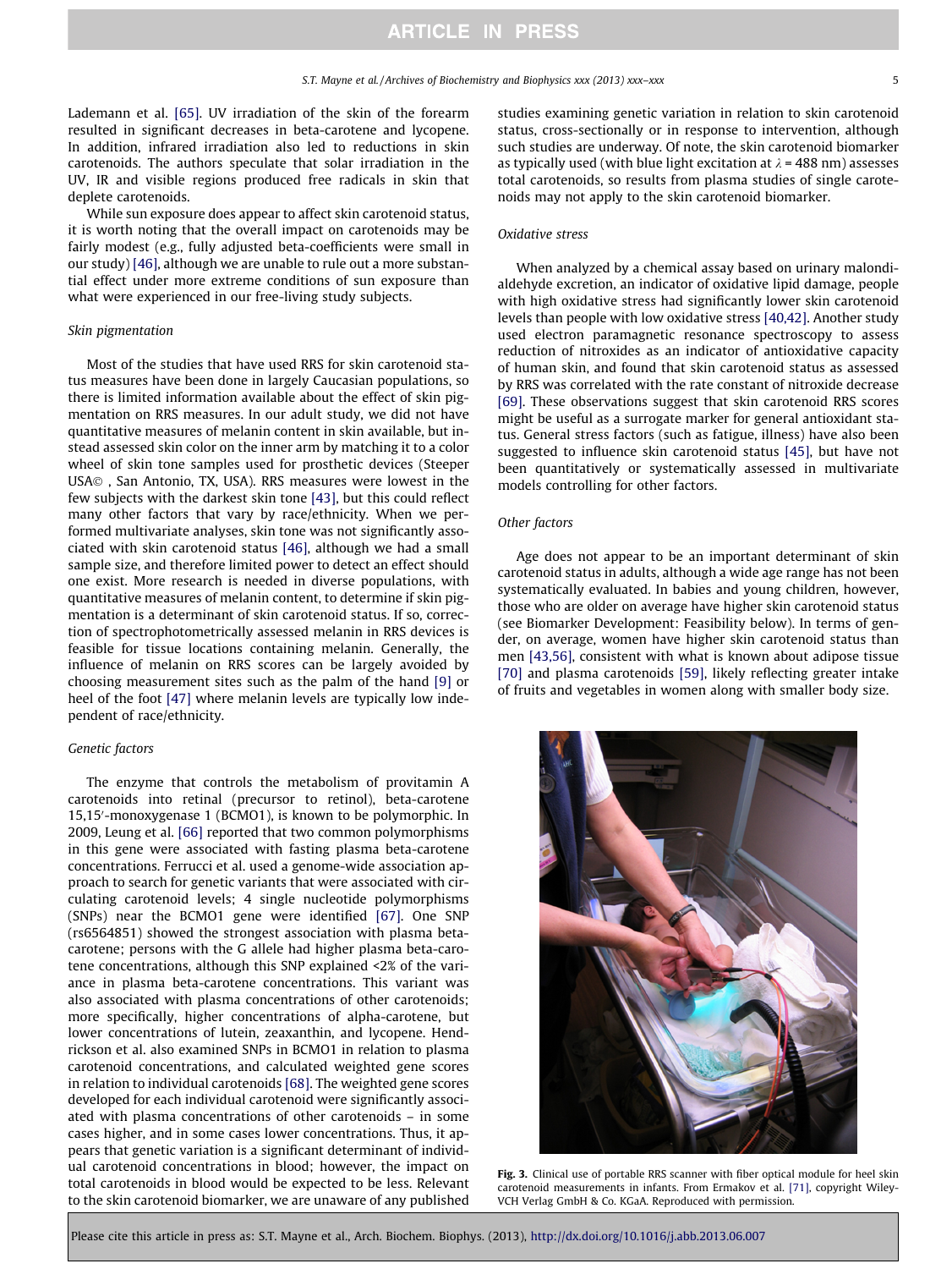Lademann et al. [65]. UV irradiation of the skin of the forearm resulted in significant decreases in beta-carotene and lycopene. In addition, infrared irradiation also led to reductions in skin carotenoids. The authors speculate that solar irradiation in the UV, IR and visible regions produced free radicals in skin that deplete carotenoids.

While sun exposure does appear to affect skin carotenoid status, it is worth noting that the overall impact on carotenoids may be fairly modest (e.g., fully adjusted beta-coefficients were small in our study) [46], although we are unable to rule out a more substantial effect under more extreme conditions of sun exposure than what were experienced in our free-living study subjects.

### Skin pigmentation

Most of the studies that have used RRS for skin carotenoid status measures have been done in largely Caucasian populations, so there is limited information available about the effect of skin pigmentation on RRS measures. In our adult study, we did not have quantitative measures of melanin content in skin available, but instead assessed skin color on the inner arm by matching it to a color wheel of skin tone samples used for prosthetic devices (Steeper USA©, San Antonio, TX, USA). RRS measures were lowest in the few subjects with the darkest skin tone [43], but this could reflect many other factors that vary by race/ethnicity. When we performed multivariate analyses, skin tone was not significantly associated with skin carotenoid status [46], although we had a small sample size, and therefore limited power to detect an effect should one exist. More research is needed in diverse populations, with quantitative measures of melanin content, to determine if skin pigmentation is a determinant of skin carotenoid status. If so, correction of spectrophotometrically assessed melanin in RRS devices is feasible for tissue locations containing melanin. Generally, the influence of melanin on RRS scores can be largely avoided by choosing measurement sites such as the palm of the hand [9] or heel of the foot [47] where melanin levels are typically low independent of race/ethnicity.

### Genetic factors

The enzyme that controls the metabolism of provitamin A carotenoids into retinal (precursor to retinol), beta-carotene 15,15′-monoxygenase 1 (BCMO1), is known to be polymorphic. In 2009, Leung et al. [66] reported that two common polymorphisms in this gene were associated with fasting plasma beta-carotene concentrations. Ferrucci et al. used a genome-wide association approach to search for genetic variants that were associated with circulating carotenoid levels; 4 single nucleotide polymorphisms (SNPs) near the BCMO1 gene were identified [67]. One SNP (rs6564851) showed the strongest association with plasma beta-carotene; persons with the G allele had higher plasma beta-carotene concentrations, although this SNP explained <2% of the variance in plasma beta-carotene concentrations. This variant was also associated with plasma concentrations of other carotenoids; more specifically, higher concentrations of alpha-carotene, but lower concentrations of lutein, zeaxanthin, and lycopene. Hendrickson et al. also examined SNPs in BCMO1 in relation to plasma carotenoid concentrations, and calculated weighted gene scores in relation to individual carotenoids [68]. The weighted gene scores developed for each individual carotenoid were significantly associated with plasma concentrations of other carotenoids – in some cases higher, and in some cases lower concentrations. Thus, it appears that genetic variation is a significant determinant of individual carotenoid concentrations in blood; however, the impact on total carotenoids in blood would be expected to be less. Relevant to the skin carotenoid biomarker, we are unaware of any published studies examining genetic variation in relation to skin carotenoid status, cross-sectionally or in response to intervention, although such studies are underway. Of note, the skin carotenoid biomarker as typically used (with blue light excitation at $\lambda$ = 488 nm) assesses total carotenoids, so results from plasma studies of single carotenoids may not apply to the skin carotenoid biomarker.

### Oxidative stress

When analyzed by a chemical assay based on urinary malondialdehyde excretion, an indicator of oxidative lipid damage, people with high oxidative stress had significantly lower skin carotenoid levels than people with low oxidative stress [40,42]. Another study used electron paramagnetic resonance spectroscopy to assess reduction of nitroxides as an indicator of antioxidative capacity of human skin, and found that skin carotenoid status as assessed by RRS was correlated with the rate constant of nitroxide decrease [69]. These observations suggest that skin carotenoid RRS scores might be useful as a surrogate marker for general antioxidant status. General stress factors (such as fatigue, illness) have also been suggested to influence skin carotenoid status [45], but have not been quantitatively or systematically assessed in multivariate models controlling for other factors.

### Other factors

Age does not appear to be an important determinant of skin carotenoid status in adults, although a wide age range has not been systematically evaluated. In babies and young children, however, those who are older on average have higher skin carotenoid status (see Biomarker Development: Feasibility below). In terms of gender, on average, women have higher skin carotenoid status than men [43,56], consistent with what is known about adipose tissue [70] and plasma carotenoids [59], likely reflecting greater intake of fruits and vegetables in women along with smaller body size.

Fig. 3. Clinical use of portable RRS scanner with fiber optical module for heel skin carotenoid measurements in infants. From Ermakov et al. [71], copyright Wiley-VCH Verlag GmbH & Co. KGaA. Reproduced with permission.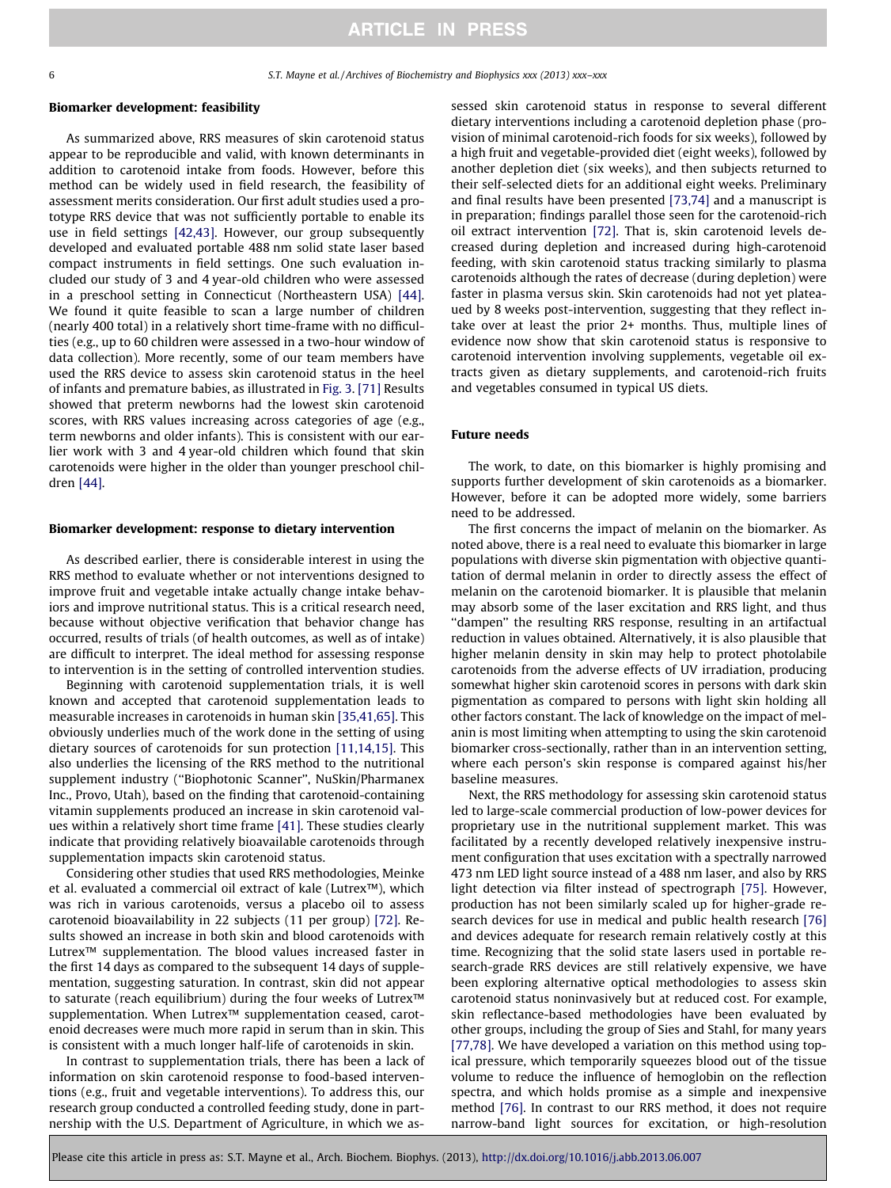### Biomarker development: feasibility

As summarized above, RRS measures of skin carotenoid status appear to be reproducible and valid, with known determinants in addition to carotenoid intake from foods. However, before this method can be widely used in field research, the feasibility of assessment merits consideration. Our first adult studies used a prototype RRS device that was not sufficiently portable to enable its use in field settings [42,43]. However, our group subsequently developed and evaluated portable 488 nm solid state laser based compact instruments in field settings. One such evaluation included our study of 3 and 4 year-old children who were assessed in a preschool setting in Connecticut (Northeastern USA) [44]. We found it quite feasible to scan a large number of children (nearly 400 total) in a relatively short time-frame with no difficulties (e.g., up to 60 children were assessed in a two-hour window of data collection). More recently, some of our team members have used the RRS device to assess skin carotenoid status in the heel of infants and premature babies, as illustrated in Fig. 3. [71] Results showed that preterm newborns had the lowest skin carotenoid scores, with RRS values increasing across categories of age (e.g., term newborns and older infants). This is consistent with our earlier work with 3 and 4 year-old children which found that skin carotenoids were higher in the older than younger preschool children [44].

### Biomarker development: response to dietary intervention

As described earlier, there is considerable interest in using the RRS method to evaluate whether or not interventions designed to improve fruit and vegetable intake actually change intake behaviors and improve nutritional status. This is a critical research need, because without objective verification that behavior change has occurred, results of trials (of health outcomes, as well as of intake) are difficult to interpret. The ideal method for assessing response to intervention is in the setting of controlled intervention studies.

Beginning with carotenoid supplementation trials, it is well known and accepted that carotenoid supplementation leads to measurable increases in carotenoids in human skin [35,41,65]. This obviously underlies much of the work done in the setting of using dietary sources of carotenoids for sun protection [11,14,15]. This also underlies the licensing of the RRS method to the nutritional supplement industry ("Biophotonic Scanner", NuSkin/Pharmanex Inc., Provo, Utah), based on the finding that carotenoid-containing vitamin supplements produced an increase in skin carotenoid values within a relatively short time frame [41]. These studies clearly indicate that providing relatively bioavailable carotenoids through supplementation impacts skin carotenoid status.

Considering other studies that used RRS methodologies, Meinke et al. evaluated a commercial oil extract of kale (Lutrex™), which was rich in various carotenoids, versus a placebo oil to assess carotenoid bioavailability in 22 subjects (11 per group) [72]. Results showed an increase in both skin and blood carotenoids with Lutrex™ supplementation. The blood values increased faster in the first 14 days as compared to the subsequent 14 days of supplementation, suggesting saturation. In contrast, skin did not appear to saturate (reach equilibrium) during the four weeks of Lutrex™ supplementation. When Lutrex™ supplementation ceased, carotenoid decreases were much more rapid in serum than in skin. This is consistent with a much longer half-life of carotenoids in skin.

In contrast to supplementation trials, there has been a lack of information on skin carotenoid response to food-based interventions (e.g., fruit and vegetable interventions). To address this, our research group conducted a controlled feeding study, done in partnership with the U.S. Department of Agriculture, in which we assessed skin carotenoid status in response to several different dietary interventions including a carotenoid depletion phase (provision of minimal carotenoid-rich foods for six weeks), followed by a high fruit and vegetable-provided diet (eight weeks), followed by another depletion diet (six weeks), and then subjects returned to their self-selected diets for an additional eight weeks. Preliminary and final results have been presented [73,74] and a manuscript is in preparation; findings parallel those seen for the carotenoid-rich oil extract intervention [72]. That is, skin carotenoid levels decreased during depletion and increased during high-carotenoid feeding, with skin carotenoid status tracking similarly to plasma carotenoids although the rates of decrease (during depletion) were faster in plasma versus skin. Skin carotenoids had not yet plateaued by 8 weeks post-intervention, suggesting that they reflect intake over at least the prior 2+ months. Thus, multiple lines of evidence now show that skin carotenoid status is responsive to carotenoid intervention involving supplements, vegetable oil extracts given as dietary supplements, and carotenoid-rich fruits and vegetables consumed in typical US diets.

### Future needs

The work, to date, on this biomarker is highly promising and supports further development of skin carotenoids as a biomarker. However, before it can be adopted more widely, some barriers need to be addressed.

The first concerns the impact of melanin on the biomarker. As noted above, there is a real need to evaluate this biomarker in large populations with diverse skin pigmentation with objective quantitation of dermal melanin in order to directly assess the effect of melanin on the carotenoid biomarker. It is plausible that melanin may absorb some of the laser excitation and RRS light, and thus "dampen" the resulting RRS response, resulting in an artifactual reduction in values obtained. Alternatively, it is also plausible that higher melanin density in skin may help to protect photolabile carotenoids from the adverse effects of UV irradiation, producing somewhat higher skin carotenoid scores in persons with dark skin pigmentation as compared to persons with light skin holding all other factors constant. The lack of knowledge on the impact of melanin is most limiting when attempting to using the skin carotenoid biomarker cross-sectionally, rather than in an intervention setting, where each person's skin response is compared against his/her baseline measures.

Next, the RRS methodology for assessing skin carotenoid status led to large-scale commercial production of low-power devices for proprietary use in the nutritional supplement market. This was facilitated by a recently developed relatively inexpensive instrument configuration that uses excitation with a spectrally narrowed 473 nm LED light source instead of a 488 nm laser, and also by RRS light detection via filter instead of spectrograph [75]. However, production has not been similarly scaled up for higher-grade research devices for use in medical and public health research [76] and devices adequate for research remain relatively costly at this time. Recognizing that the solid state lasers used in portable research-grade RRS devices are still relatively expensive, we have been exploring alternative optical methodologies to assess skin carotenoid status noninvasively but at reduced cost. For example, skin reflectance-based methodologies have been evaluated by other groups, including the group of Sies and Stahl, for many years [77,78]. We have developed a variation on this method using topical pressure, which temporarily squeezes blood out of the tissue volume to reduce the influence of hemoglobin on the reflection spectra, and which holds promise as a simple and inexpensive method [76]. In contrast to our RRS method, it does not require narrow-band light sources for excitation, or high-resolution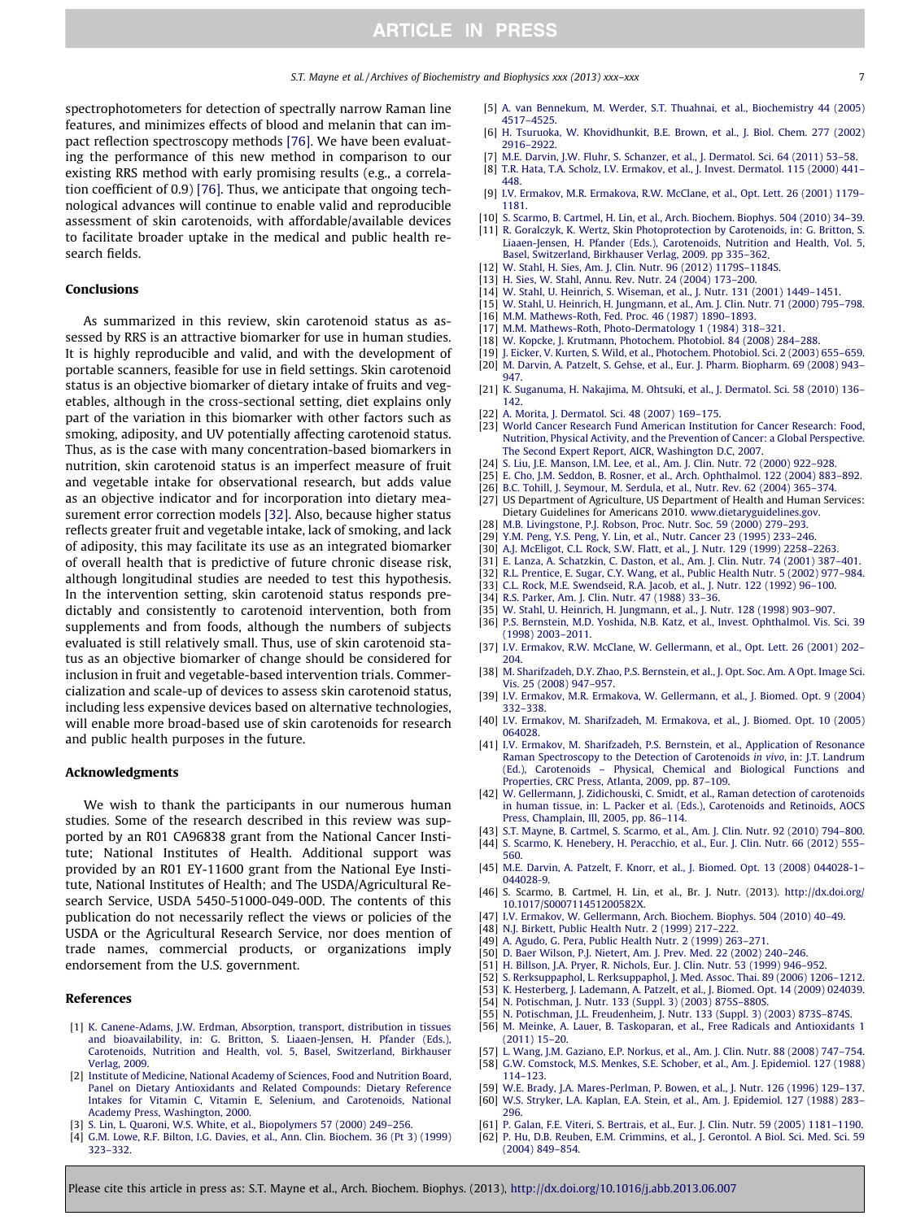spectrophotometers for detection of spectrally narrow Raman line features, and minimizes effects of blood and melanin that can impact reflection spectroscopy methods [76]. We have been evaluating the performance of this new method in comparison to our existing RRS method with early promising results (e.g., a correlation coefficient of 0.9) [76]. Thus, we anticipate that ongoing technological advances will continue to enable valid and reproducible assessment of skin carotenoids, with affordable/available devices to facilitate broader uptake in the medical and public health research fields.

## Conclusions

As summarized in this review, skin carotenoid status as assessed by RRS is an attractive biomarker for use in human studies. It is highly reproducible and valid, and with the development of portable scanners, feasible for use in field settings. Skin carotenoid status is an objective biomarker of dietary intake of fruits and vegetables, although in the cross-sectional setting, diet explains only part of the variation in this biomarker with other factors such as smoking, adiposity, and UV potentially affecting carotenoid status. Thus, as is the case with many concentration-based biomarkers in nutrition, skin carotenoid status is an imperfect measure of fruit and vegetable intake for observational research, but adds value as an objective indicator and for incorporation into dietary measurement error correction models [32]. Also, because higher status reflects greater fruit and vegetable intake, lack of smoking, and lack of adiposity, this may facilitate its use as an integrated biomarker of overall health that is predictive of future chronic disease risk, although longitudinal studies are needed to test this hypothesis. In the intervention setting, skin carotenoid status responds predictably and consistently to carotenoid intervention, both from supplements and from foods, although the numbers of subjects evaluated is still relatively small. Thus, use of skin carotenoid status as an objective biomarker of change should be considered for inclusion in fruit and vegetable-based intervention trials. Commercialization and scale-up of devices to assess skin carotenoid status, including less expensive devices based on alternative technologies, will enable more broad-based use of skin carotenoids for research and public health purposes in the future.

## Acknowledgments

We wish to thank the participants in our numerous human studies. Some of the research described in this review was supported by an R01 CA96838 grant from the National Cancer Institute; National Institutes of Health. Additional support was provided by an R01 EY-11600 grant from the National Eye Institute, National Institutes of Health; and The USDA/Agricultural Research Service, USDA 5450-51000-049-00D. The contents of this publication do not necessarily reflect the views or policies of the USDA or the Agricultural Research Service, nor does mention of trade names, commercial products, or organizations imply endorsement from the U.S. government.

## References

[1] K. Canene-Adams, J.W. Erdman, Absorption, transport, distribution in tissues and bioavailability, in: G. Britton, S. Liaaen-Jensen, H. Pfander (Eds.), Carotenoids, Nutrition and Health, vol. 5, Basel, Switzerland, Birkhauser Verlag, 2009.
[2] Institute of Medicine, National Academy of Sciences, Food and Nutrition Board, Panel on Dietary Antioxidants and Related Compounds: Dietary Reference Intakes for Vitamin C, Vitamin E, Selenium, and Carotenoids, National Academy Press, Washington, 2000.
[3] S. Lin, L. Quaroni, W.S. White, et al., Biopolymers 57 (2000) 249–256.
[4] G.M. Lowe, R.F. Bilton, I.G. Davies, et al., Ann. Clin. Biochem. 36 (Pt 3) (1999) 323–332.
[5] A. van Bennekum, M. Werder, S.T. Thuahnai, et al., Biochemistry 44 (2005) 4517–4525.
[6] H. Tsuruoka, W. Khovidhunkit, B.E. Brown, et al., J. Biol. Chem. 277 (2002) 2916–2922.
[7] M.E. Darvin, J.W. Fluhr, S. Schanzer, et al., J. Dermatol. Sci. 64 (2011) 53–58.
[8] T.R. Hata, T.A. Scholz, I.V. Ermakov, et al., J. Invest. Dermatol. 115 (2000) 441–448.
[9] I.V. Ermakov, M.R. Ermakova, R.W. McClane, et al., Opt. Lett. 26 (2001) 1179–1181.
[10] S. Scarmo, B. Cartmel, H. Lin, et al., Arch. Biochem. Biophys. 504 (2010) 34–39.
[11] R. Goralczyk, K. Wertz, Skin Photoprotection by Carotenoids, in: G. Britton, S. Liaaen-Jensen, H. Pfander (Eds.), Carotenoids, Nutrition and Health, Vol. 5, Basel, Switzerland, Birkhauser Verlag, 2009. pp 335–362.
[12] W. Stahl, H. Sies, Am. J. Clin. Nutr. 96 (2012) 1179S–1184S.
[13] H. Sies, W. Stahl, Annu. Rev. Nutr. 24 (2004) 173–200.
[14] W. Stahl, U. Heinrich, S. Wiseman, et al., J. Nutr. 131 (2001) 1449–1451.
[15] W. Stahl, U. Heinrich, H. Jungmann, et al., Am. J. Clin. Nutr. 71 (2000) 795–798.
[16] M.M. Mathews-Roth, Fed. Proc. 46 (1987) 1890–1893.
[17] M.M. Mathews-Roth, Photo-Dermatology 1 (1984) 318–321.
[18] W. Kopcke, J. Krutmann, Photochem. Photobiol. 84 (2008) 284–288.
[19] J. Eicker, V. Kurten, S. Wild, et al., Photochem. Photobiol. Sci. 2 (2003) 655–659.
[20] M. Darvin, A. Patzelt, S. Gehse, et al., Eur. J. Pharm. Biopharm. 69 (2008) 943–947.
[21] K. Suganuma, H. Nakajima, M. Ohtsuki, et al., J. Dermatol. Sci. 58 (2010) 136–142.
[22] A. Morita, J. Dermatol. Sci. 48 (2007) 169–175.
[23] World Cancer Research Fund American Institution for Cancer Research: Food, Nutrition, Physical Activity, and the Prevention of Cancer: a Global Perspective. The Second Expert Report, AICR, Washington D.C, 2007.
[24] S. Liu, J.E. Manson, I.M. Lee, et al., Am. J. Clin. Nutr. 72 (2000) 922–928.
[25] E. Cho, J.M. Seddon, B. Rosner, et al., Arch. Ophthalmol. 122 (2004) 883–892.
[26] B.C. Tohill, J. Seymour, M. Serdula, et al., Nutr. Rev. 62 (2004) 365–374.
[27] US Department of Agriculture, US Department of Health and Human Services: Dietary Guidelines for Americans 2010. www.dietaryguidelines.gov.
[28] M.B. Livingstone, P.J. Robson, Proc. Nutr. Soc. 59 (2000) 279–293.
[29] Y.M. Peng, Y.S. Peng, Y. Lin, et al., Nutr. Cancer 23 (1995) 233–246.
[30] A.J. McEligot, C.L. Rock, S.W. Flatt, et al., J. Nutr. 129 (1999) 2258–2263.
[31] E. Lanza, A. Schatzkin, C. Daston, et al., Am. J. Clin. Nutr. 74 (2001) 387–401.
[32] R.L. Prentice, E. Sugar, C.Y. Wang, et al., Public Health Nutr. 5 (2002) 977–984.
[33] C.L. Rock, M.E. Swendseid, R.A. Jacob, et al., J. Nutr. 122 (1992) 96–100.
[34] R.S. Parker, Am. J. Clin. Nutr. 47 (1988) 33–36.
[35] W. Stahl, U. Heinrich, H. Jungmann, et al., J. Nutr. 128 (1998) 903–907.
[36] P.S. Bernstein, M.D. Yoshida, N.B. Katz, et al., Invest. Ophthalmol. Vis. Sci. 39 (1998) 2003–2011.
[37] I.V. Ermakov, R.W. McClane, W. Gellermann, et al., Opt. Lett. 26 (2001) 202–204.
[38] M. Sharifzadeh, D.Y. Zhao, P.S. Bernstein, et al., J. Opt. Soc. Am. A Opt. Image Sci. Vis. 25 (2008) 947–957.
[39] I.V. Ermakov, M.R. Ermakova, W. Gellermann, et al., J. Biomed. Opt. 9 (2004) 332–338.
[40] I.V. Ermakov, M. Sharifzadeh, M. Ermakova, et al., J. Biomed. Opt. 10 (2005) 064028.
[41] I.V. Ermakov, M. Sharifzadeh, P.S. Bernstein, et al., Application of Resonance Raman Spectroscopy to the Detection of Carotenoids *in vivo*, in: J.T. Landrum (Ed.), Carotenoids – Physical, Chemical and Biological Functions and Properties, CRC Press, Atlanta, 2009, pp. 87–109.
[42] W. Gellermann, J. Zidichouski, C. Smidt, et al., Raman detection of carotenoids in human tissue, in: L. Packer et al. (Eds.), Carotenoids and Retinoids, AOCS Press, Champlain, Ill, 2005, pp. 86–114.
[43] S.T. Mayne, B. Cartmel, S. Scarmo, et al., Am. J. Clin. Nutr. 92 (2010) 794–800.
[44] S. Scarmo, K. Henebery, H. Peracchio, et al., Eur. J. Clin. Nutr. 66 (2012) 555–560.
[45] M.E. Darvin, A. Patzelt, F. Knorr, et al., J. Biomed. Opt. 13 (2008) 044028-1–044028-9.
[46] S. Scarmo, B. Cartmel, H. Lin, et al., Br. J. Nutr. (2013). http://dx.doi.org/10.1017/S000711451200582X.
[47] I.V. Ermakov, W. Gellermann, Arch. Biochem. Biophys. 504 (2010) 40–49.
[48] N.J. Birkett, Public Health Nutr. 2 (1999) 217–222.
[49] A. Agudo, G. Pera, Public Health Nutr. 2 (1999) 263–271.
[50] D. Baer Wilson, P.J. Nietert, Am. J. Prev. Med. 22 (2002) 240–246.
[51] H. Billson, J.A. Pryer, R. Nichols, Eur. J. Clin. Nutr. 53 (1999) 946–952.
[52] S. Rerksuppaphol, L. Rerksuppaphol, J. Med. Assoc. Thai. 89 (2006) 1206–1212.
[53] K. Hesterberg, J. Lademann, A. Patzelt, et al., J. Biomed. Opt. 14 (2009) 024039.
[54] N. Potischman, J. Nutr. 133 (Suppl. 3) (2003) 875S–880S.
[55] N. Potischman, J.L. Freudenheim, J. Nutr. 133 (Suppl. 3) (2003) 873S–874S.
[56] M. Meinke, A. Lauer, B. Taskoparan, et al., Free Radicals and Antioxidants 1 (2011) 15–20.
[57] L. Wang, J.M. Gaziano, E.P. Norkus, et al., Am. J. Clin. Nutr. 88 (2008) 747–754.
[58] G.W. Comstock, M.S. Menkes, S.E. Schober, et al., Am. J. Epidemiol. 127 (1988) 114–123.
[59] W.E. Brady, J.A. Mares-Perlman, P. Bowen, et al., J. Nutr. 126 (1996) 129–137.
[60] W.S. Stryker, L.A. Kaplan, E.A. Stein, et al., Am. J. Epidemiol. 127 (1988) 283–296.
[61] P. Galan, F.E. Viteri, S. Bertrais, et al., Eur. J. Clin. Nutr. 59 (2005) 1181–1190.
[62] P. Hu, D.B. Reuben, E.M. Crimmins, et al., J. Gerontol. A Biol. Sci. Med. Sci. 59 (2004) 849–854.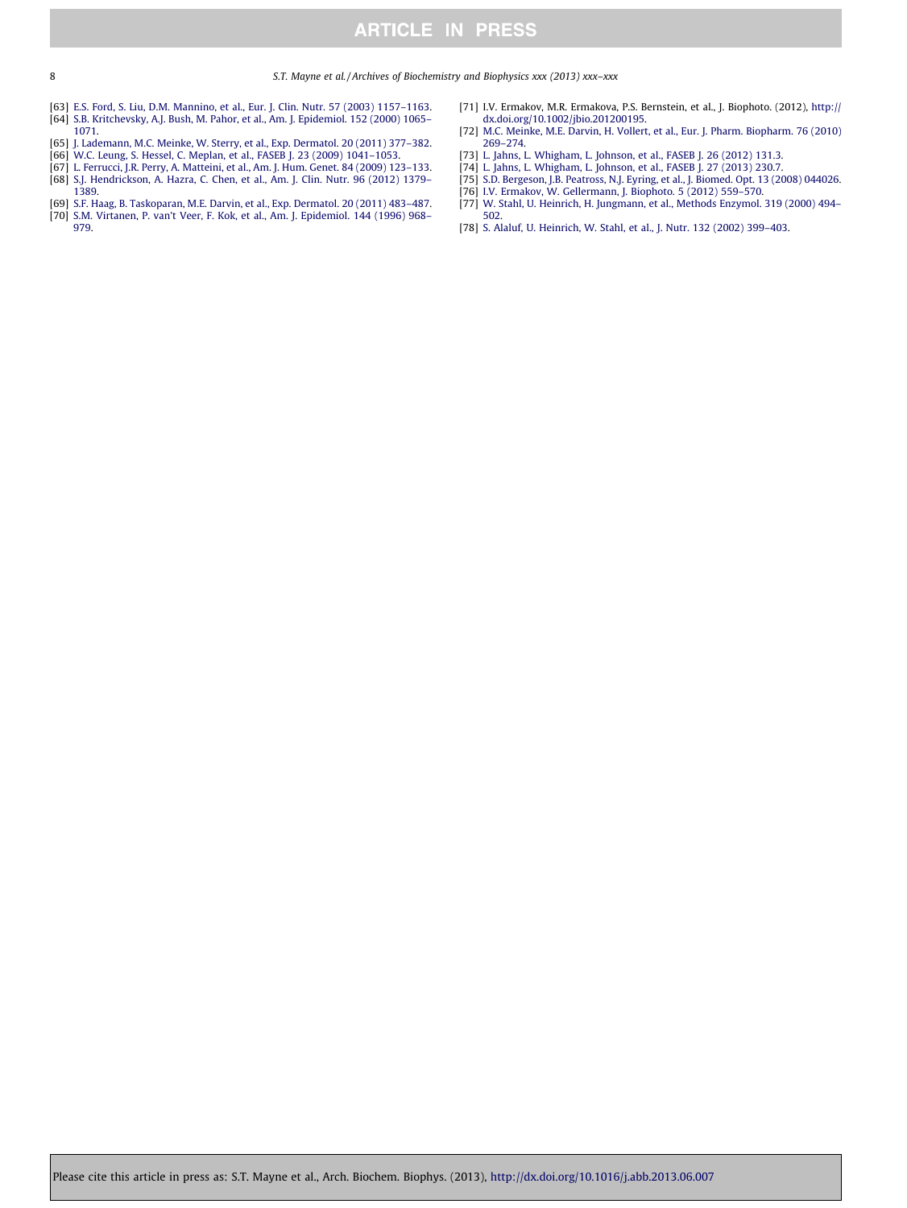[63] E.S. Ford, S. Liu, D.M. Mannino, et al., Eur. J. Clin. Nutr. 57 (2003) 1157–1163.
[64] S.B. Kritchevsky, A.J. Bush, M. Pahor, et al., Am. J. Epidemiol. 152 (2000) 1065–1071.
[65] J. Lademann, M.C. Meinke, W. Sterry, et al., Exp. Dermatol. 20 (2011) 377–382.
[66] W.C. Leung, S. Hessel, C. Meplan, et al., FASEB J. 23 (2009) 1041–1053.
[67] L. Ferrucci, J.R. Perry, A. Matteini, et al., Am. J. Hum. Genet. 84 (2009) 123–133.
[68] S.J. Hendrickson, A. Hazra, C. Chen, et al., Am. J. Clin. Nutr. 96 (2012) 1379–1389.
[69] S.F. Haag, B. Taskoparan, M.E. Darvin, et al., Exp. Dermatol. 20 (2011) 483–487.
[70] S.M. Virtanen, P. van't Veer, F. Kok, et al., Am. J. Epidemiol. 144 (1996) 968–979.
[71] I.V. Ermakov, M.R. Ermakova, P.S. Bernstein, et al., J. Biophoto. (2012), http://dx.doi.org/10.1002/jbio.201200195.
[72] M.C. Meinke, M.E. Darvin, H. Vollert, et al., Eur. J. Pharm. Biopharm. 76 (2010) 269–274.
[73] L. Jahns, L. Whigham, L. Johnson, et al., FASEB J. 26 (2012) 131.3.
[74] L. Jahns, L. Whigham, L. Johnson, et al., FASEB J. 27 (2013) 230.7.
[75] S.D. Bergeson, J.B. Peatross, N.J. Eyring, et al., J. Biomed. Opt. 13 (2008) 044026.
[76] I.V. Ermakov, W. Gellermann, J. Biophoto. 5 (2012) 559–570.
[77] W. Stahl, U. Heinrich, H. Jungmann, et al., Methods Enzymol. 319 (2000) 494–502.
[78] S. Alaluf, U. Heinrich, W. Stahl, et al., J. Nutr. 132 (2002) 399–403.